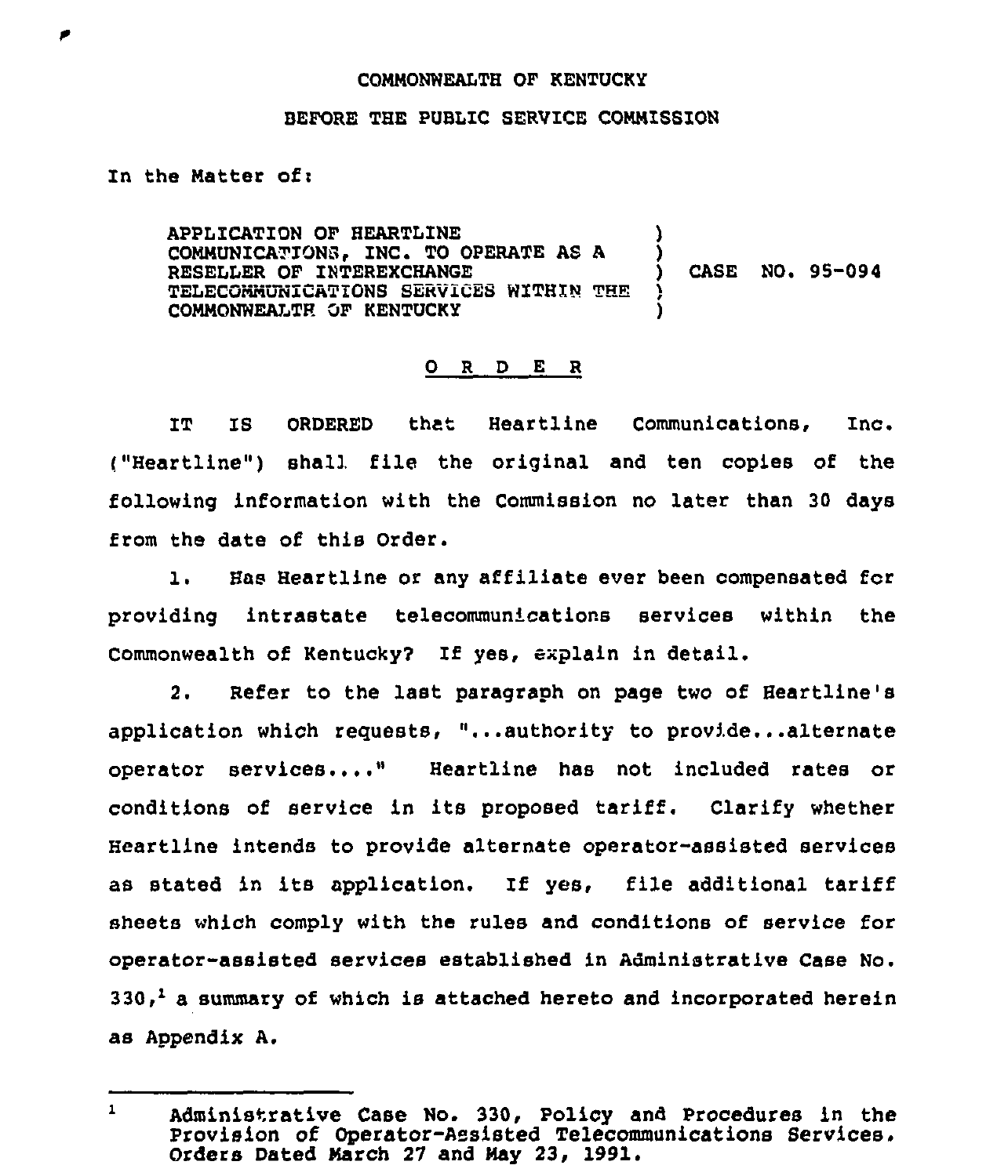COMMONWEALTH OF KENTUCKY

BEFORE THE PUBLIC SERVICE COMMISSION

In the Matter of:

APPLICATION OF HEARTLINE COMMUNICATIONS, INC. TO OPERATE AS A RESELLER OF INTEREXCHANGE TELECOMMUNICATIONS SERVICES WITHIN THE COMMONWEALTH OF KENTUCKY ) CASE NO. 95-094

O R D E R

IT IS ORDERED that Heartline Communications, Inc. ("Heartline") shall file the original and ten copies of the following information with the Commission no later than 30 days from the date of this Order.

1. Has Heartline or any affiliate ever been compensated for providing intrastate telecommunications services within the Commonwealth of Kentucky? If yes, explain in detail.

2. Refer to the last paragraph on page two of Heartline's application which requests, "...authority to provide...alternate operator services...." Heartline has not included rates or conditions of service in its proposed tariff. Clarify whether Heartline intends to provide alternate operator-assisted services as stated in its application. If yes, file additional tariff sheets which comply with the rules and conditions of service for operator-assisted services established in Administrative Case No. 330,[1] a summary of which is attached hereto and incorporated herein as Appendix A.

---

[1] Administrative Case No. 330, Policy and Procedures in the Provision of Operator-Assisted Telecommunications Services. Orders Dated March 27 and May 23, 1991.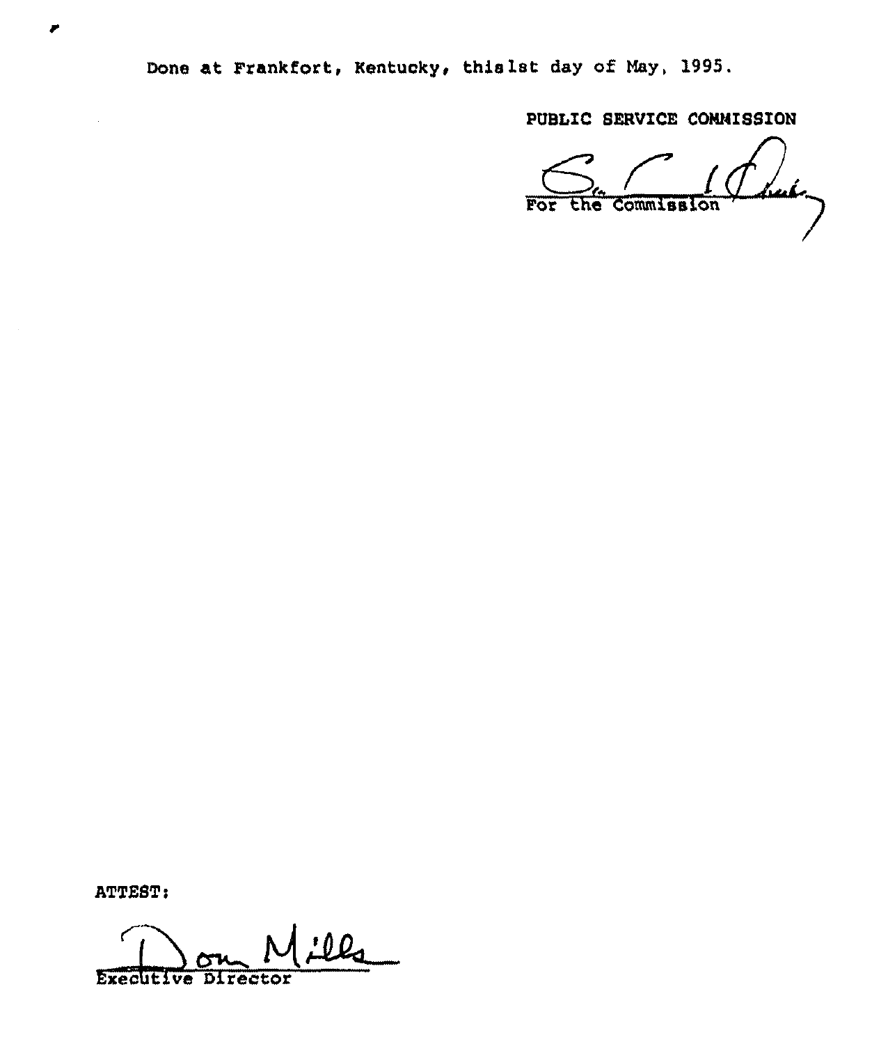Done at Frankfort, Kentucky, this 1st day of May, 1995.

PUBLIC SERVICE COMMISSION

For the Commission

ATTEST:

Executive Director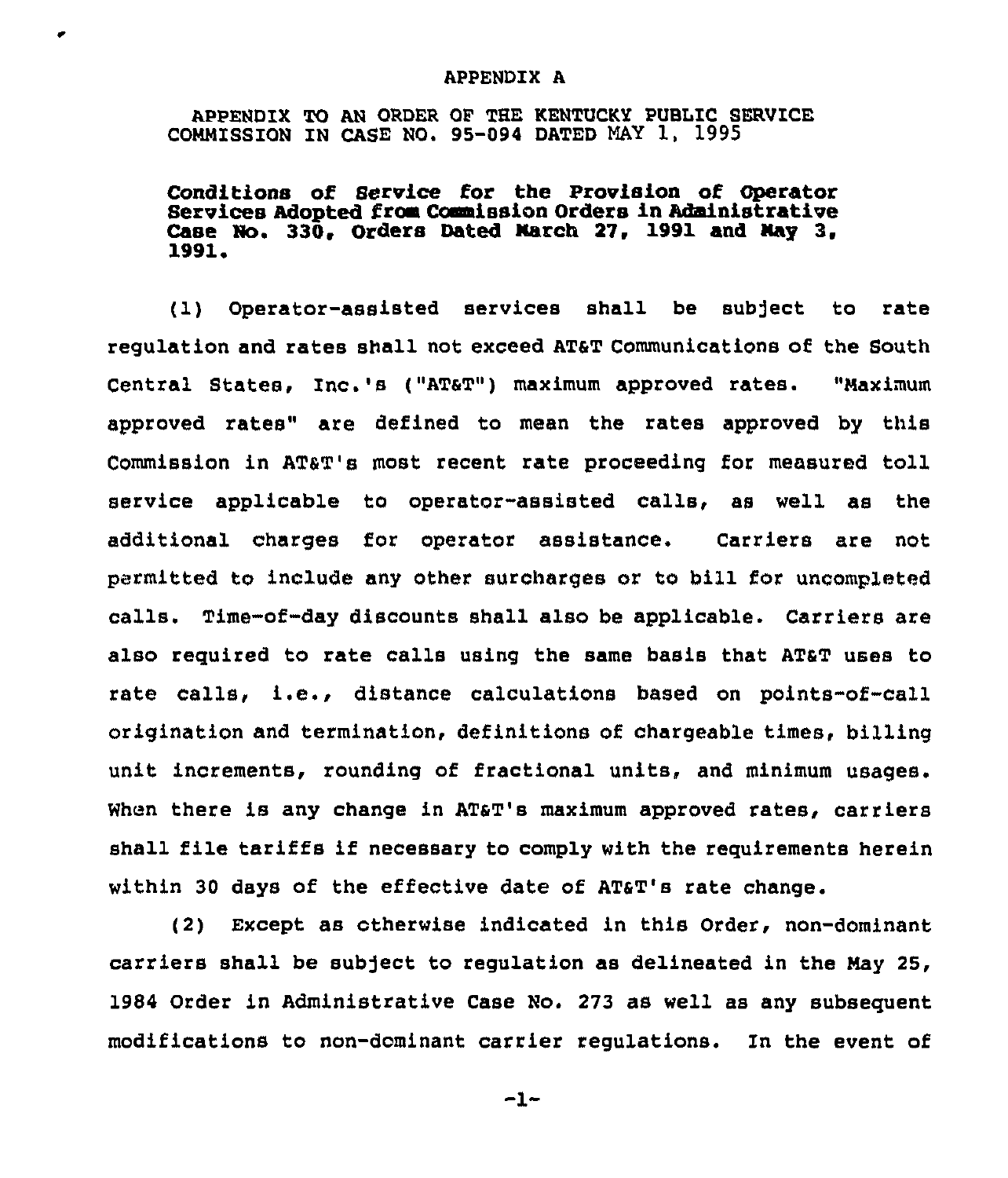APPENDIX A

APPENDIX TO AN ORDER OF THE KENTUCKY PUBLIC SERVICE COMMISSION IN CASE NO. 95-094 DATED MAY 1, 1995

**Conditions of Service for the Provision of Operator Services Adopted from Commission Orders in Administrative Case No. 330, Orders Dated March 27, 1991 and May 3, 1991.**

(1) Operator-assisted services shall be subject to rate regulation and rates shall not exceed AT&T Communications of the South Central States, Inc.'s ("AT&T") maximum approved rates. "Maximum approved rates" are defined to mean the rates approved by this Commission in AT&T's most recent rate proceeding for measured toll service applicable to operator-assisted calls, as well as the additional charges for operator assistance. Carriers are not permitted to include any other surcharges or to bill for uncompleted calls. Time-of-day discounts shall also be applicable. Carriers are also required to rate calls using the same basis that AT&T uses to rate calls, i.e., distance calculations based on points-of-call origination and termination, definitions of chargeable times, billing unit increments, rounding of fractional units, and minimum usages. When there is any change in AT&T's maximum approved rates, carriers shall file tariffs if necessary to comply with the requirements herein within 30 days of the effective date of AT&T's rate change.

(2) Except as otherwise indicated in this Order, non-dominant carriers shall be subject to regulation as delineated in the May 25, 1984 Order in Administrative Case No. 273 as well as any subsequent modifications to non-dominant carrier regulations. In the event of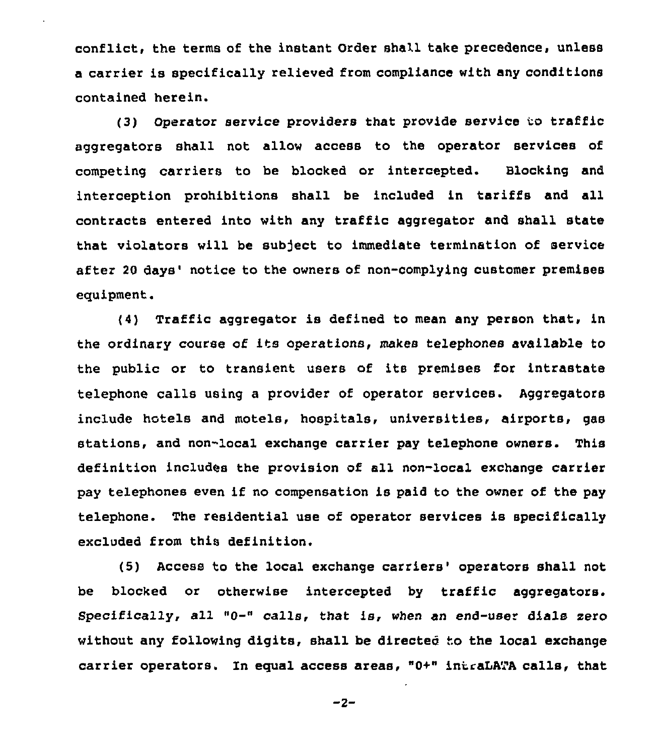conflict, the terms of the instant Order shall take precedence, unless a carrier is specifically relieved from compliance with any conditions contained herein.

(3) Operator service providers that provide service to traffic aggregators shall not allow access to the operator services of competing carriers to be blocked or intercepted. Blocking and interception prohibitions shall be included in tariffs and all contracts entered into with any traffic aggregator and shall state that violators will be subject to immediate termination of service after 20 days' notice to the owners of non-complying customer premises equipment.

(4) Traffic aggregator is defined to mean any person that, in the ordinary course of its operations, makes telephones available to the public or to transient users of its premises for intrastate telephone calls using a provider of operator services. Aggregators include hotels and motels, hospitals, universities, airports, gas stations, and non-local exchange carrier pay telephone owners. This definition includes the provision of all non-local exchange carrier pay telephones even if no compensation is paid to the owner of the pay telephone. The residential use of operator services is specifically excluded from this definition.

(5) Access to the local exchange carriers' operators shall not be blocked or otherwise intercepted by traffic aggregators. Specifically, all "0-" calls, that is, when an end-user dials zero without any following digits, shall be directed to the local exchange carrier operators. In equal access areas, "0+" intraLATA calls, that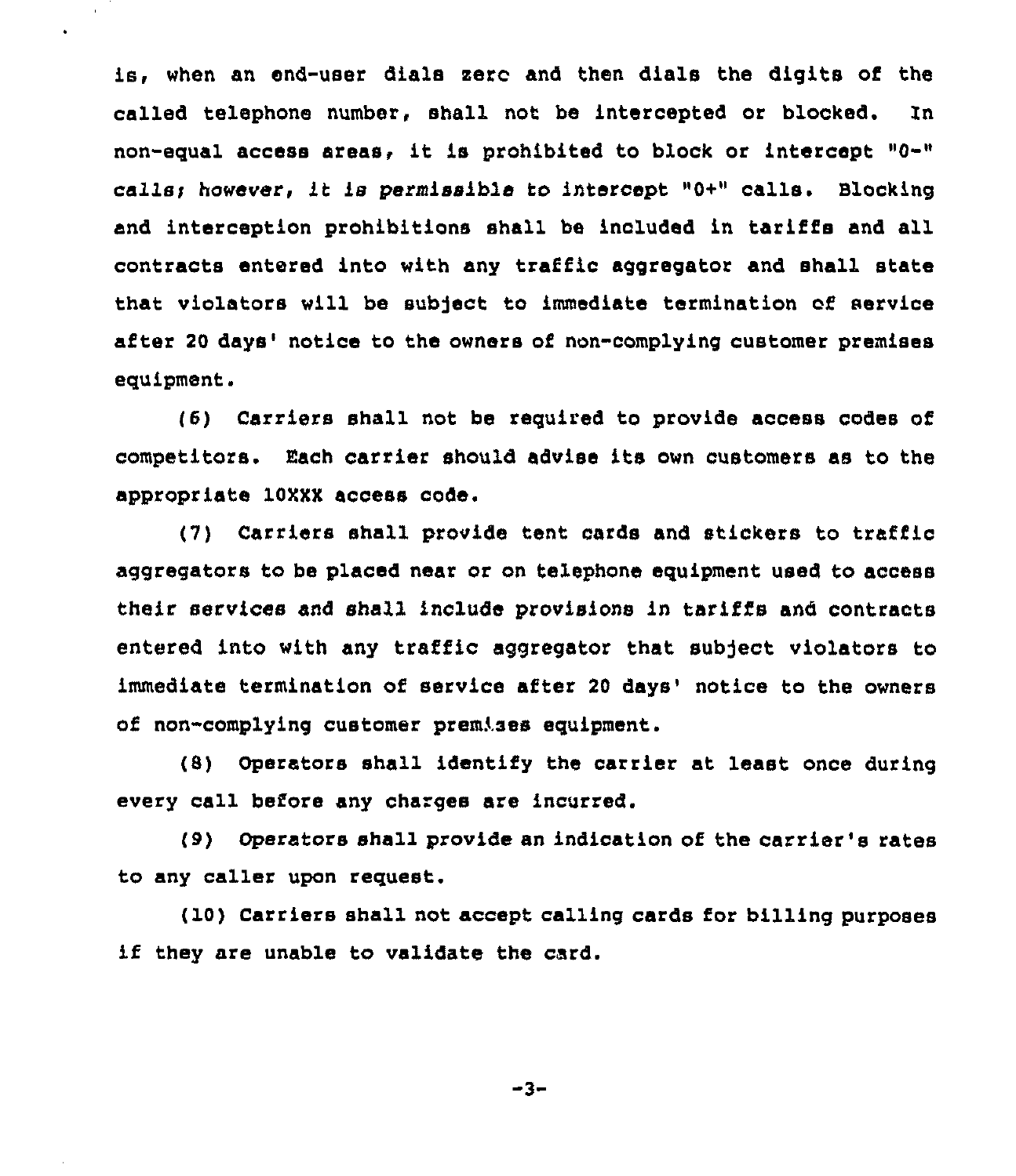is, when an end-user dials zero and then dials the digits of the called telephone number, shall not be intercepted or blocked. In non-equal access areas, it is prohibited to block or intercept "0-" calls; however, it is permissible to intercept "0+" calls. Blocking and interception prohibitions shall be included in tariffs and all contracts entered into with any traffic aggregator and shall state that violators will be subject to immediate termination of service after 20 days' notice to the owners of non-complying customer premises equipment.

(6) Carriers shall not be required to provide access codes of competitors. Each carrier should advise its own customers as to the appropriate 10XXX access code.

(7) Carriers shall provide tent cards and stickers to traffic aggregators to be placed near or on telephone equipment used to access their services and shall include provisions in tariffs and contracts entered into with any traffic aggregator that subject violators to immediate termination of service after 20 days' notice to the owners of non-complying customer premises equipment.

(8) Operators shall identify the carrier at least once during every call before any charges are incurred.

(9) Operators shall provide an indication of the carrier's rates to any caller upon request.

(10) Carriers shall not accept calling cards for billing purposes if they are unable to validate the card.